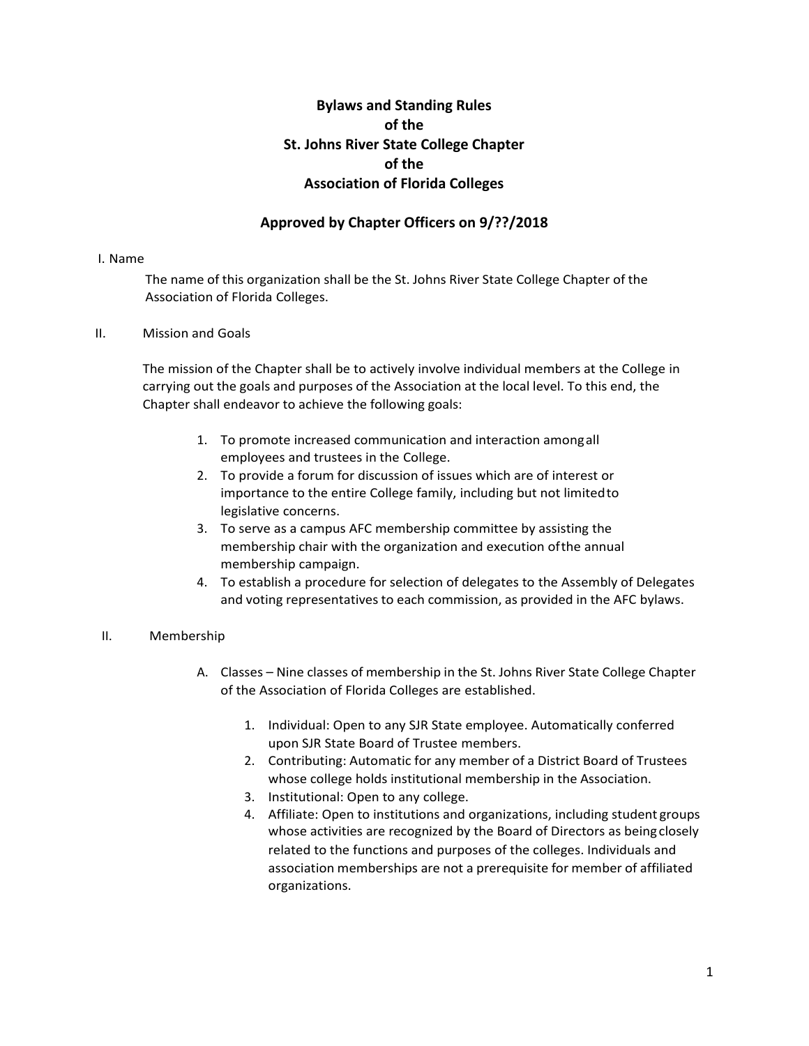# Bylaws and Standing Rules of the St. Johns River State College Chapter of the Association of Florida Colleges

## Approved by Chapter Officers on 9/??/2018

I. Name

The name of this organization shall be the St. Johns River State College Chapter of the Association of Florida Colleges.

II. Mission and Goals

The mission of the Chapter shall be to actively involve individual members at the College in carrying out the goals and purposes of the Association at the local level. To this end, the Chapter shall endeavor to achieve the following goals:

1. To promote increased communication and interaction among all employees and trustees in the College.
2. To provide a forum for discussion of issues which are of interest or importance to the entire College family, including but not limited to legislative concerns.
3. To serve as a campus AFC membership committee by assisting the membership chair with the organization and execution of the annual membership campaign.
4. To establish a procedure for selection of delegates to the Assembly of Delegates and voting representatives to each commission, as provided in the AFC bylaws.

II. Membership

A. Classes – Nine classes of membership in the St. Johns River State College Chapter of the Association of Florida Colleges are established.

1. Individual: Open to any SJR State employee. Automatically conferred upon SJR State Board of Trustee members.
2. Contributing: Automatic for any member of a District Board of Trustees whose college holds institutional membership in the Association.
3. Institutional: Open to any college.
4. Affiliate: Open to institutions and organizations, including student groups whose activities are recognized by the Board of Directors as being closely related to the functions and purposes of the colleges. Individuals and association memberships are not a prerequisite for member of affiliated organizations.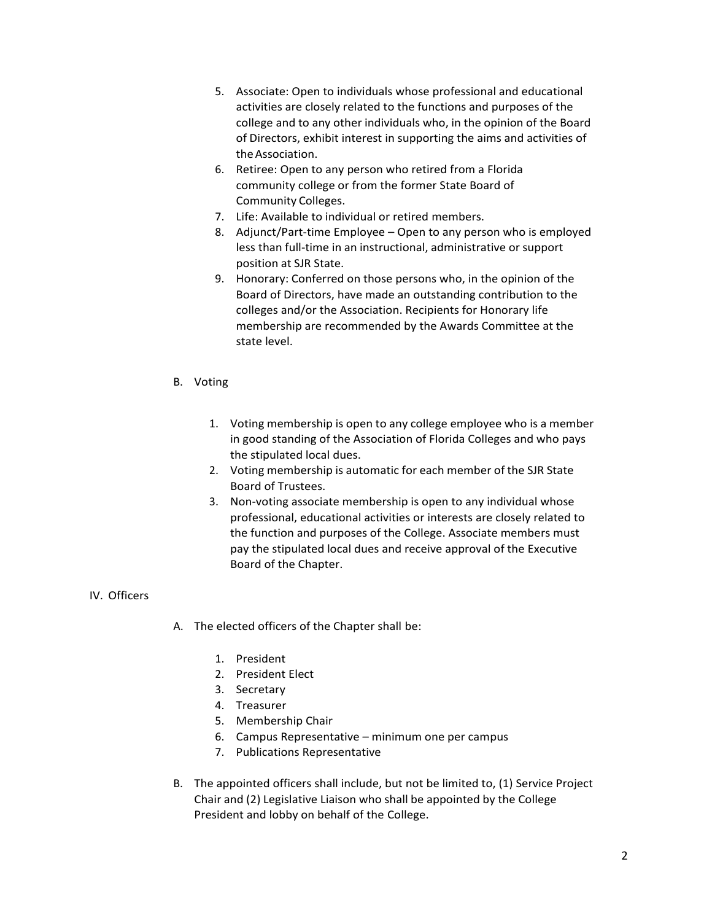5. Associate: Open to individuals whose professional and educational activities are closely related to the functions and purposes of the college and to any other individuals who, in the opinion of the Board of Directors, exhibit interest in supporting the aims and activities of the Association.
6. Retiree: Open to any person who retired from a Florida community college or from the former State Board of Community Colleges.
7. Life: Available to individual or retired members.
8. Adjunct/Part-time Employee – Open to any person who is employed less than full-time in an instructional, administrative or support position at SJR State.
9. Honorary: Conferred on those persons who, in the opinion of the Board of Directors, have made an outstanding contribution to the colleges and/or the Association. Recipients for Honorary life membership are recommended by the Awards Committee at the state level.

B. Voting

1. Voting membership is open to any college employee who is a member in good standing of the Association of Florida Colleges and who pays the stipulated local dues.
2. Voting membership is automatic for each member of the SJR State Board of Trustees.
3. Non-voting associate membership is open to any individual whose professional, educational activities or interests are closely related to the function and purposes of the College. Associate members must pay the stipulated local dues and receive approval of the Executive Board of the Chapter.

IV. Officers

A. The elected officers of the Chapter shall be:

1. President
2. President Elect
3. Secretary
4. Treasurer
5. Membership Chair
6. Campus Representative – minimum one per campus
7. Publications Representative

B. The appointed officers shall include, but not be limited to, (1) Service Project Chair and (2) Legislative Liaison who shall be appointed by the College President and lobby on behalf of the College.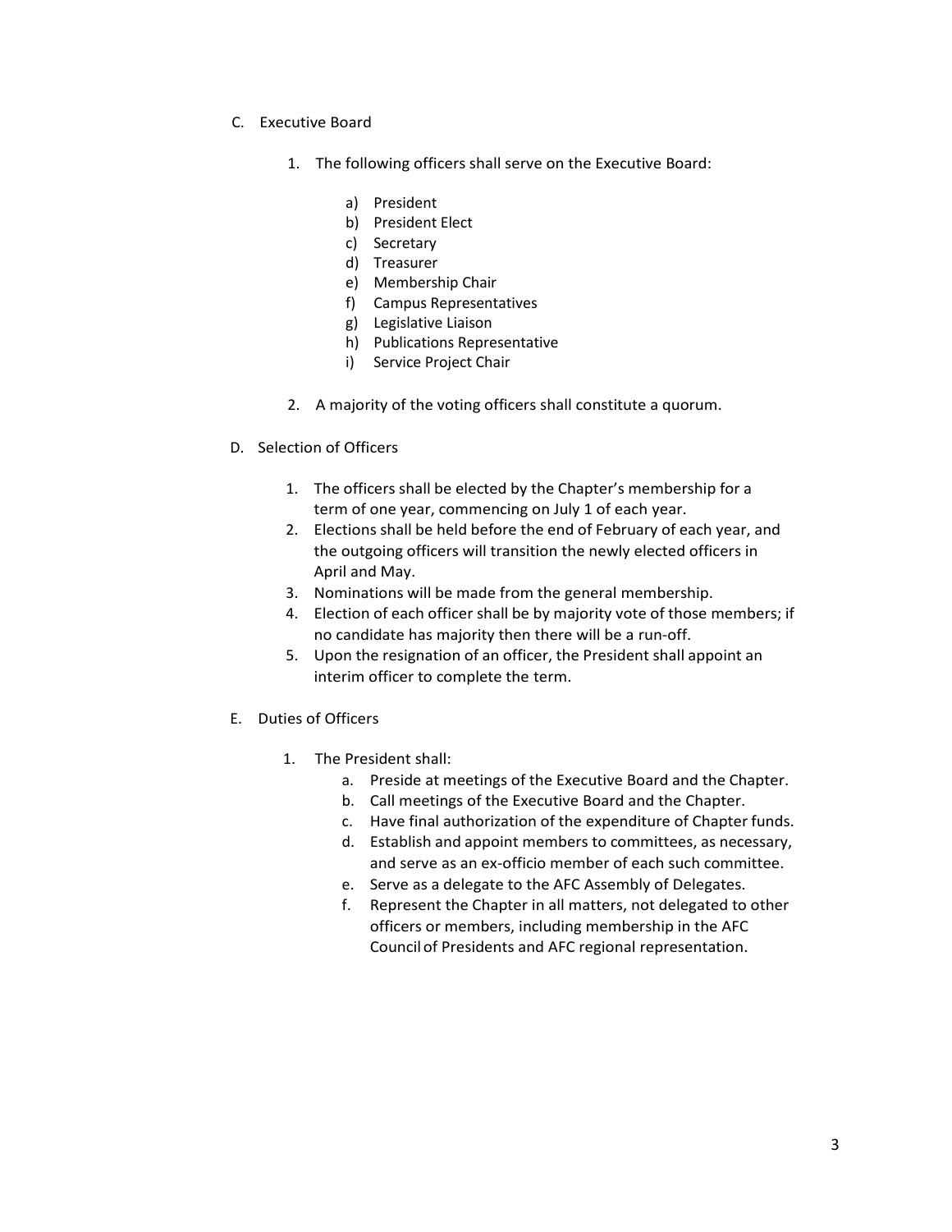C. Executive Board

1. The following officers shall serve on the Executive Board:

   a) President
   b) President Elect
   c) Secretary
   d) Treasurer
   e) Membership Chair
   f) Campus Representatives
   g) Legislative Liaison
   h) Publications Representative
   i) Service Project Chair

2. A majority of the voting officers shall constitute a quorum.

D. Selection of Officers

1. The officers shall be elected by the Chapter's membership for a term of one year, commencing on July 1 of each year.
2. Elections shall be held before the end of February of each year, and the outgoing officers will transition the newly elected officers in April and May.
3. Nominations will be made from the general membership.
4. Election of each officer shall be by majority vote of those members; if no candidate has majority then there will be a run-off.
5. Upon the resignation of an officer, the President shall appoint an interim officer to complete the term.

E. Duties of Officers

1. The President shall:
   a. Preside at meetings of the Executive Board and the Chapter.
   b. Call meetings of the Executive Board and the Chapter.
   c. Have final authorization of the expenditure of Chapter funds.
   d. Establish and appoint members to committees, as necessary, and serve as an ex-officio member of each such committee.
   e. Serve as a delegate to the AFC Assembly of Delegates.
   f. Represent the Chapter in all matters, not delegated to other officers or members, including membership in the AFC Council of Presidents and AFC regional representation.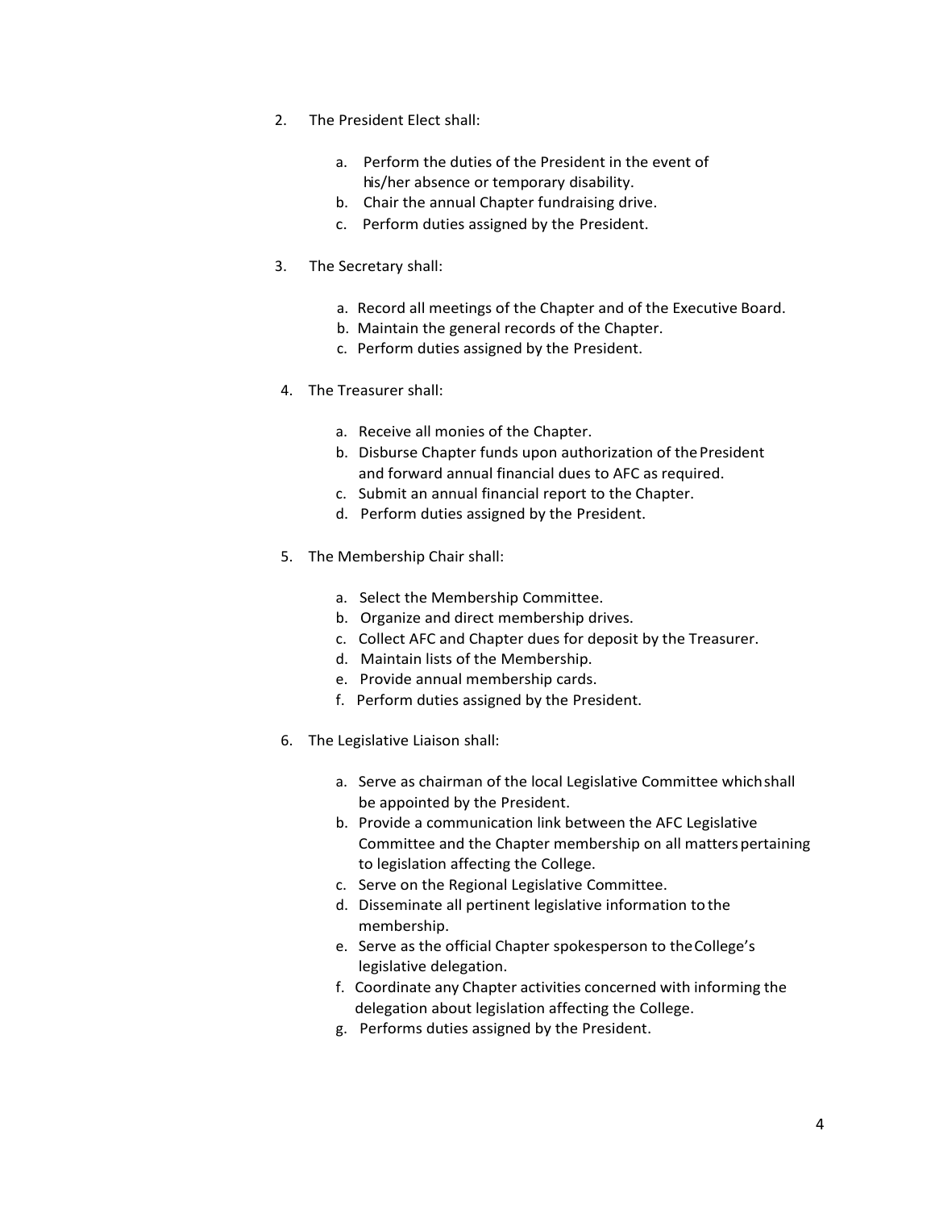2. The President Elect shall:

    a. Perform the duties of the President in the event of his/her absence or temporary disability.
    b. Chair the annual Chapter fundraising drive.
    c. Perform duties assigned by the President.

3. The Secretary shall:

    a. Record all meetings of the Chapter and of the Executive Board.
    b. Maintain the general records of the Chapter.
    c. Perform duties assigned by the President.

4. The Treasurer shall:

    a. Receive all monies of the Chapter.
    b. Disburse Chapter funds upon authorization of the President and forward annual financial dues to AFC as required.
    c. Submit an annual financial report to the Chapter.
    d. Perform duties assigned by the President.

5. The Membership Chair shall:

    a. Select the Membership Committee.
    b. Organize and direct membership drives.
    c. Collect AFC and Chapter dues for deposit by the Treasurer.
    d. Maintain lists of the Membership.
    e. Provide annual membership cards.
    f. Perform duties assigned by the President.

6. The Legislative Liaison shall:

    a. Serve as chairman of the local Legislative Committee which shall be appointed by the President.
    b. Provide a communication link between the AFC Legislative Committee and the Chapter membership on all matters pertaining to legislation affecting the College.
    c. Serve on the Regional Legislative Committee.
    d. Disseminate all pertinent legislative information to the membership.
    e. Serve as the official Chapter spokesperson to the College's legislative delegation.
    f. Coordinate any Chapter activities concerned with informing the delegation about legislation affecting the College.
    g. Performs duties assigned by the President.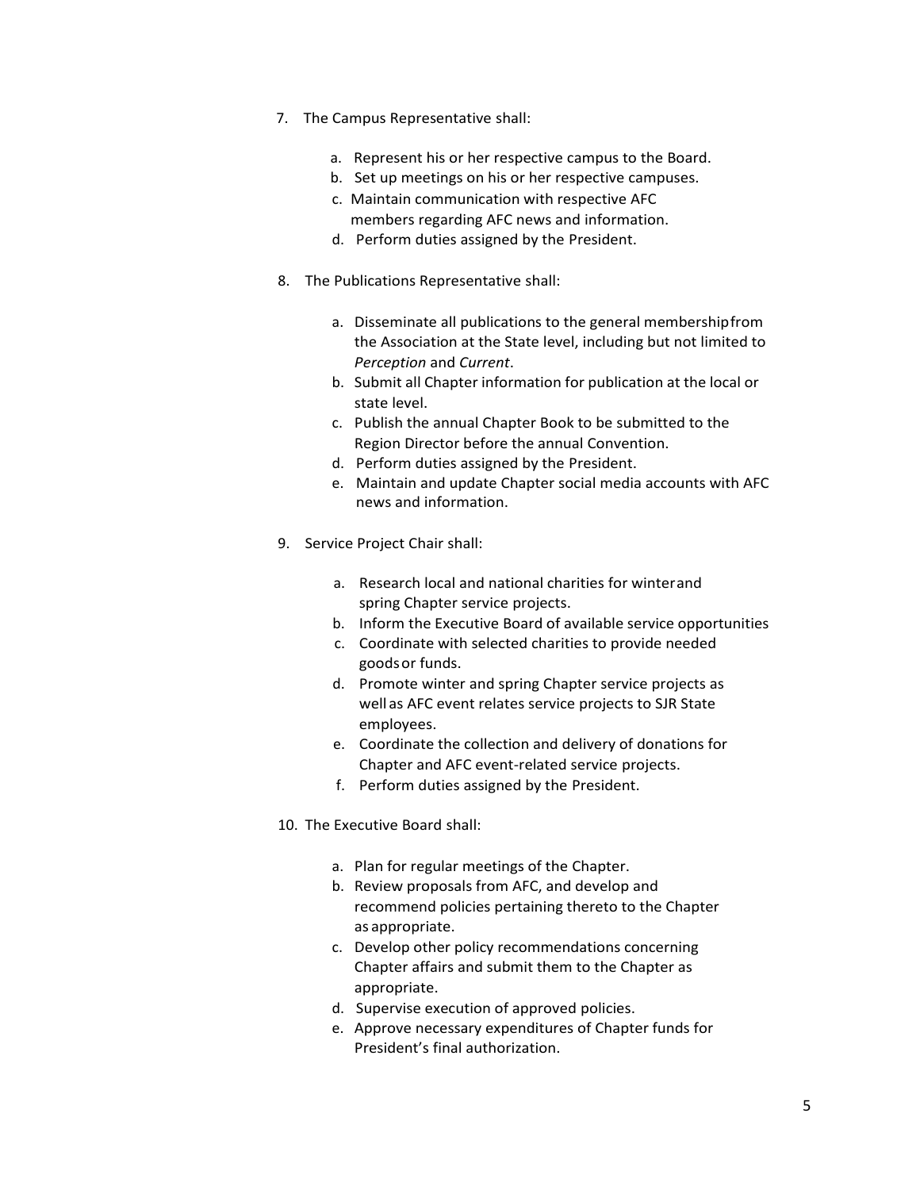7. The Campus Representative shall:

    a. Represent his or her respective campus to the Board.
    b. Set up meetings on his or her respective campuses.
    c. Maintain communication with respective AFC members regarding AFC news and information.
    d. Perform duties assigned by the President.

8. The Publications Representative shall:

    a. Disseminate all publications to the general membership from the Association at the State level, including but not limited to *Perception* and *Current*.
    b. Submit all Chapter information for publication at the local or state level.
    c. Publish the annual Chapter Book to be submitted to the Region Director before the annual Convention.
    d. Perform duties assigned by the President.
    e. Maintain and update Chapter social media accounts with AFC news and information.

9. Service Project Chair shall:

    a. Research local and national charities for winter and spring Chapter service projects.
    b. Inform the Executive Board of available service opportunities
    c. Coordinate with selected charities to provide needed goods or funds.
    d. Promote winter and spring Chapter service projects as well as AFC event relates service projects to SJR State employees.
    e. Coordinate the collection and delivery of donations for Chapter and AFC event-related service projects.
    f. Perform duties assigned by the President.

10. The Executive Board shall:

    a. Plan for regular meetings of the Chapter.
    b. Review proposals from AFC, and develop and recommend policies pertaining thereto to the Chapter as appropriate.
    c. Develop other policy recommendations concerning Chapter affairs and submit them to the Chapter as appropriate.
    d. Supervise execution of approved policies.
    e. Approve necessary expenditures of Chapter funds for President's final authorization.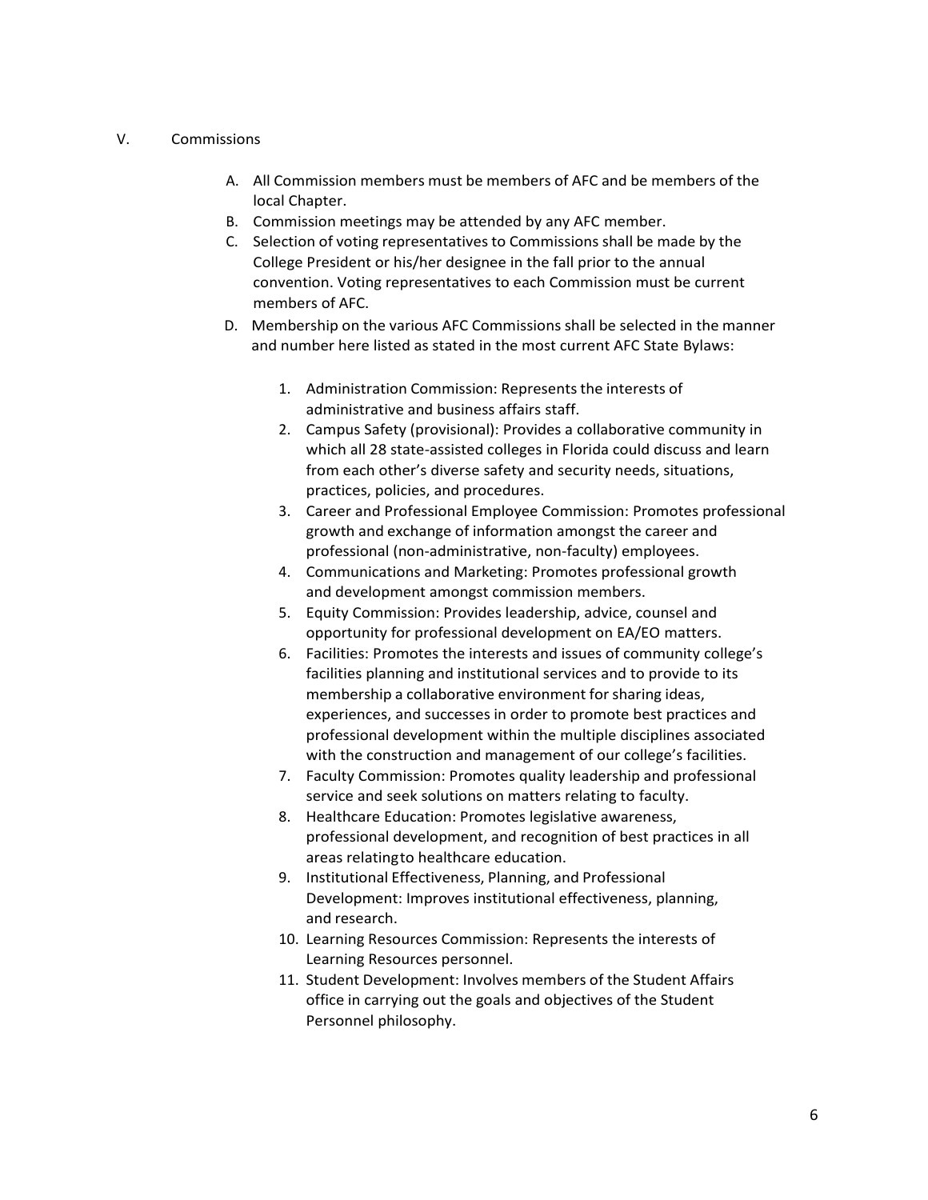V. Commissions

A. All Commission members must be members of AFC and be members of the local Chapter.
B. Commission meetings may be attended by any AFC member.
C. Selection of voting representatives to Commissions shall be made by the College President or his/her designee in the fall prior to the annual convention. Voting representatives to each Commission must be current members of AFC.
D. Membership on the various AFC Commissions shall be selected in the manner and number here listed as stated in the most current AFC State Bylaws:

   1. Administration Commission: Represents the interests of administrative and business affairs staff.
   2. Campus Safety (provisional): Provides a collaborative community in which all 28 state-assisted colleges in Florida could discuss and learn from each other's diverse safety and security needs, situations, practices, policies, and procedures.
   3. Career and Professional Employee Commission: Promotes professional growth and exchange of information amongst the career and professional (non-administrative, non-faculty) employees.
   4. Communications and Marketing: Promotes professional growth and development amongst commission members.
   5. Equity Commission: Provides leadership, advice, counsel and opportunity for professional development on EA/EO matters.
   6. Facilities: Promotes the interests and issues of community college's facilities planning and institutional services and to provide to its membership a collaborative environment for sharing ideas, experiences, and successes in order to promote best practices and professional development within the multiple disciplines associated with the construction and management of our college's facilities.
   7. Faculty Commission: Promotes quality leadership and professional service and seek solutions on matters relating to faculty.
   8. Healthcare Education: Promotes legislative awareness, professional development, and recognition of best practices in all areas relatingto healthcare education.
   9. Institutional Effectiveness, Planning, and Professional Development: Improves institutional effectiveness, planning, and research.
   10. Learning Resources Commission: Represents the interests of Learning Resources personnel.
   11. Student Development: Involves members of the Student Affairs office in carrying out the goals and objectives of the Student Personnel philosophy.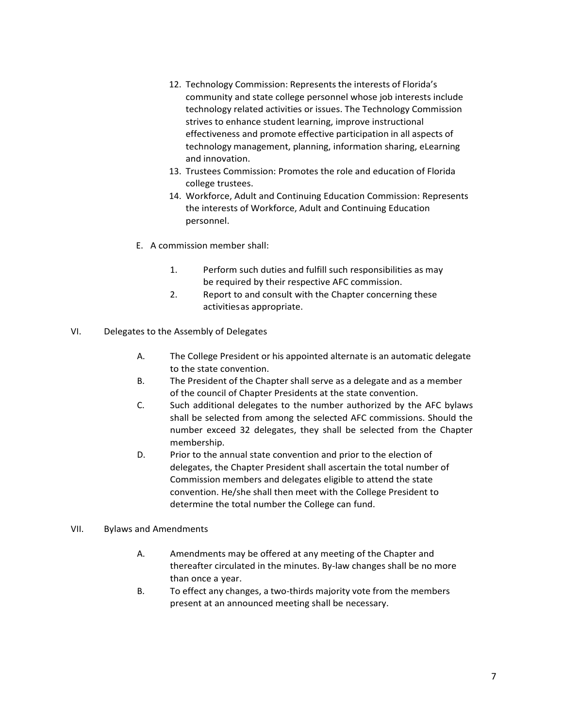12. Technology Commission: Represents the interests of Florida's community and state college personnel whose job interests include technology related activities or issues. The Technology Commission strives to enhance student learning, improve instructional effectiveness and promote effective participation in all aspects of technology management, planning, information sharing, eLearning and innovation.
13. Trustees Commission: Promotes the role and education of Florida college trustees.
14. Workforce, Adult and Continuing Education Commission: Represents the interests of Workforce, Adult and Continuing Education personnel.

E. A commission member shall:

   1. Perform such duties and fulfill such responsibilities as may be required by their respective AFC commission.
   2. Report to and consult with the Chapter concerning these activitiesas appropriate.

VI. Delegates to the Assembly of Delegates

   A. The College President or his appointed alternate is an automatic delegate to the state convention.
   B. The President of the Chapter shall serve as a delegate and as a member of the council of Chapter Presidents at the state convention.
   C. Such additional delegates to the number authorized by the AFC bylaws shall be selected from among the selected AFC commissions. Should the number exceed 32 delegates, they shall be selected from the Chapter membership.
   D. Prior to the annual state convention and prior to the election of delegates, the Chapter President shall ascertain the total number of Commission members and delegates eligible to attend the state convention. He/she shall then meet with the College President to determine the total number the College can fund.

VII. Bylaws and Amendments

   A. Amendments may be offered at any meeting of the Chapter and thereafter circulated in the minutes. By-law changes shall be no more than once a year.
   B. To effect any changes, a two-thirds majority vote from the members present at an announced meeting shall be necessary.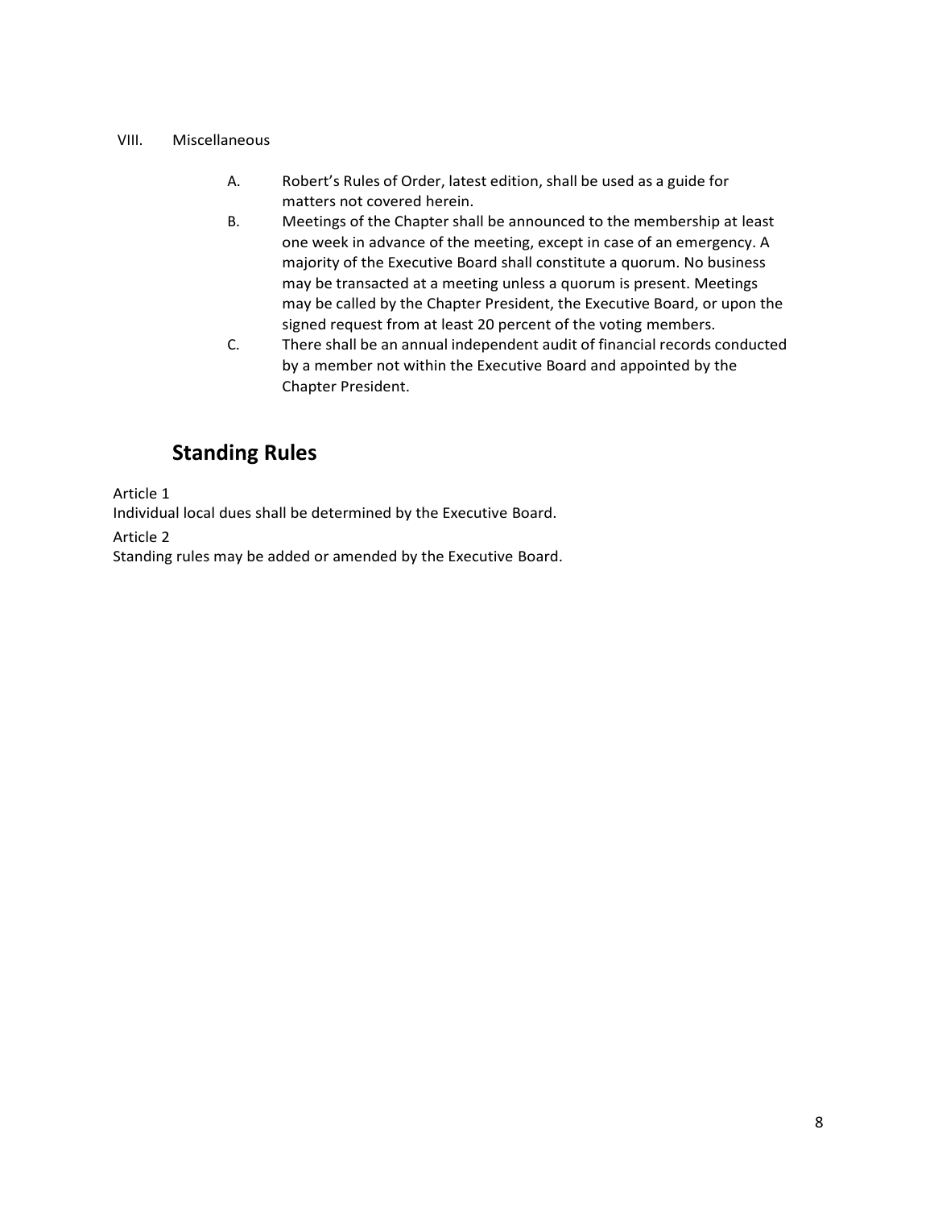VIII. Miscellaneous

A. Robert's Rules of Order, latest edition, shall be used as a guide for matters not covered herein.

B. Meetings of the Chapter shall be announced to the membership at least one week in advance of the meeting, except in case of an emergency. A majority of the Executive Board shall constitute a quorum. No business may be transacted at a meeting unless a quorum is present. Meetings may be called by the Chapter President, the Executive Board, or upon the signed request from at least 20 percent of the voting members.

C. There shall be an annual independent audit of financial records conducted by a member not within the Executive Board and appointed by the Chapter President.

## Standing Rules

Article 1

Individual local dues shall be determined by the Executive Board.

Article 2

Standing rules may be added or amended by the Executive Board.